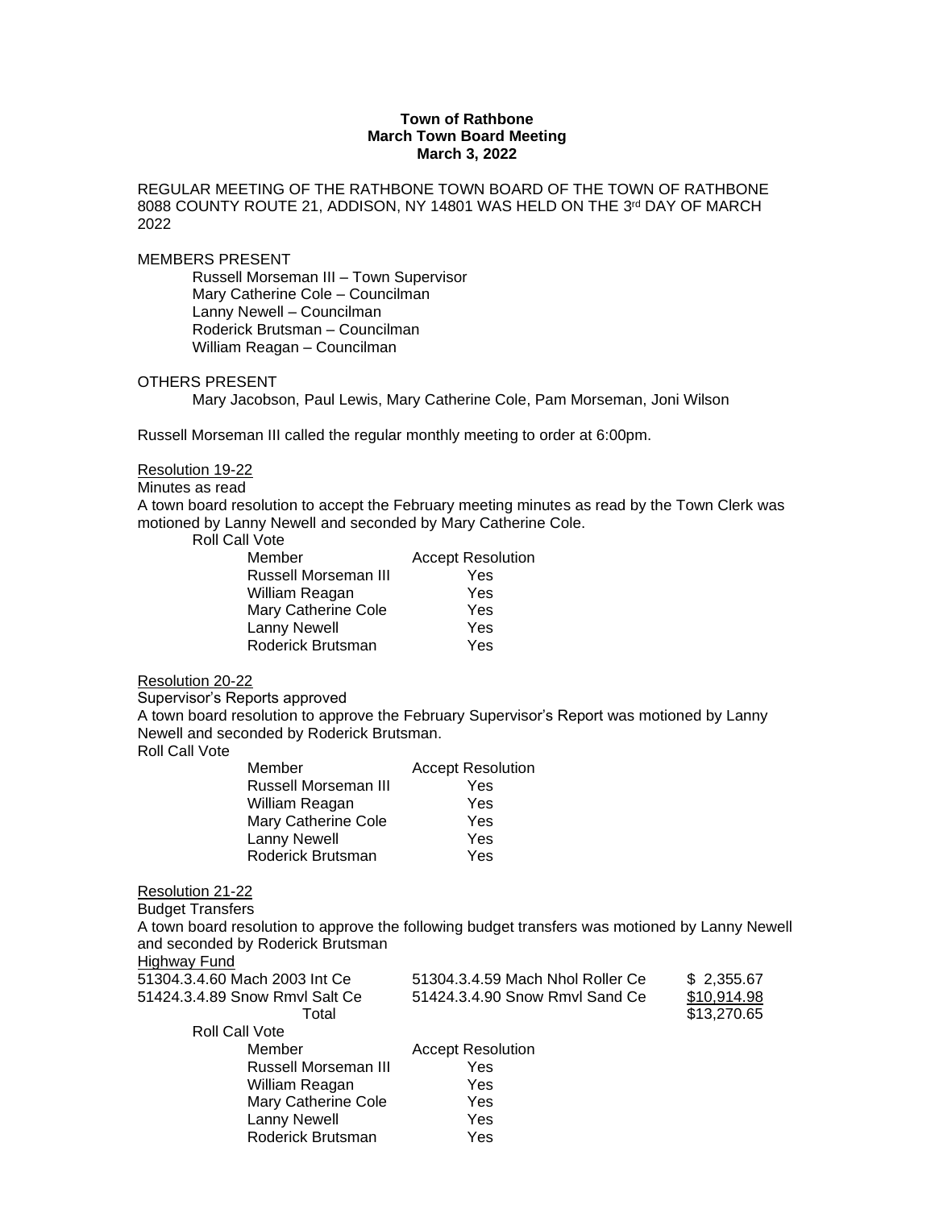**Town of Rathbone**
**March Town Board Meeting**
**March 3, 2022**

REGULAR MEETING OF THE RATHBONE TOWN BOARD OF THE TOWN OF RATHBONE 8088 COUNTY ROUTE 21, ADDISON, NY 14801 WAS HELD ON THE 3rd DAY OF MARCH 2022

MEMBERS PRESENT

Russell Morseman III – Town Supervisor
Mary Catherine Cole – Councilman
Lanny Newell – Councilman
Roderick Brutsman – Councilman
William Reagan – Councilman

OTHERS PRESENT

Mary Jacobson, Paul Lewis, Mary Catherine Cole, Pam Morseman, Joni Wilson

Russell Morseman III called the regular monthly meeting to order at 6:00pm.

Resolution 19-22

Minutes as read

A town board resolution to accept the February meeting minutes as read by the Town Clerk was motioned by Lanny Newell and seconded by Mary Catherine Cole.

Roll Call Vote

| Member | Accept Resolution |
|---|---|
| Russell Morseman III | Yes |
| William Reagan | Yes |
| Mary Catherine Cole | Yes |
| Lanny Newell | Yes |
| Roderick Brutsman | Yes |

Resolution 20-22

Supervisor's Reports approved

A town board resolution to approve the February Supervisor's Report was motioned by Lanny Newell and seconded by Roderick Brutsman.

Roll Call Vote

| Member | Accept Resolution |
|---|---|
| Russell Morseman III | Yes |
| William Reagan | Yes |
| Mary Catherine Cole | Yes |
| Lanny Newell | Yes |
| Roderick Brutsman | Yes |

Resolution 21-22

Budget Transfers

A town board resolution to approve the following budget transfers was motioned by Lanny Newell and seconded by Roderick Brutsman

Highway Fund

| | | |
|---|---|---|
| 51304.3.4.60 Mach 2003 Int Ce | 51304.3.4.59 Mach Nhol Roller Ce | $ 2,355.67 |
| 51424.3.4.89 Snow Rmvl Salt Ce | 51424.3.4.90 Snow Rmvl Sand Ce | $10,914.98 |
| Total | | $13,270.65 |

Roll Call Vote

| Member | Accept Resolution |
|---|---|
| Russell Morseman III | Yes |
| William Reagan | Yes |
| Mary Catherine Cole | Yes |
| Lanny Newell | Yes |
| Roderick Brutsman | Yes |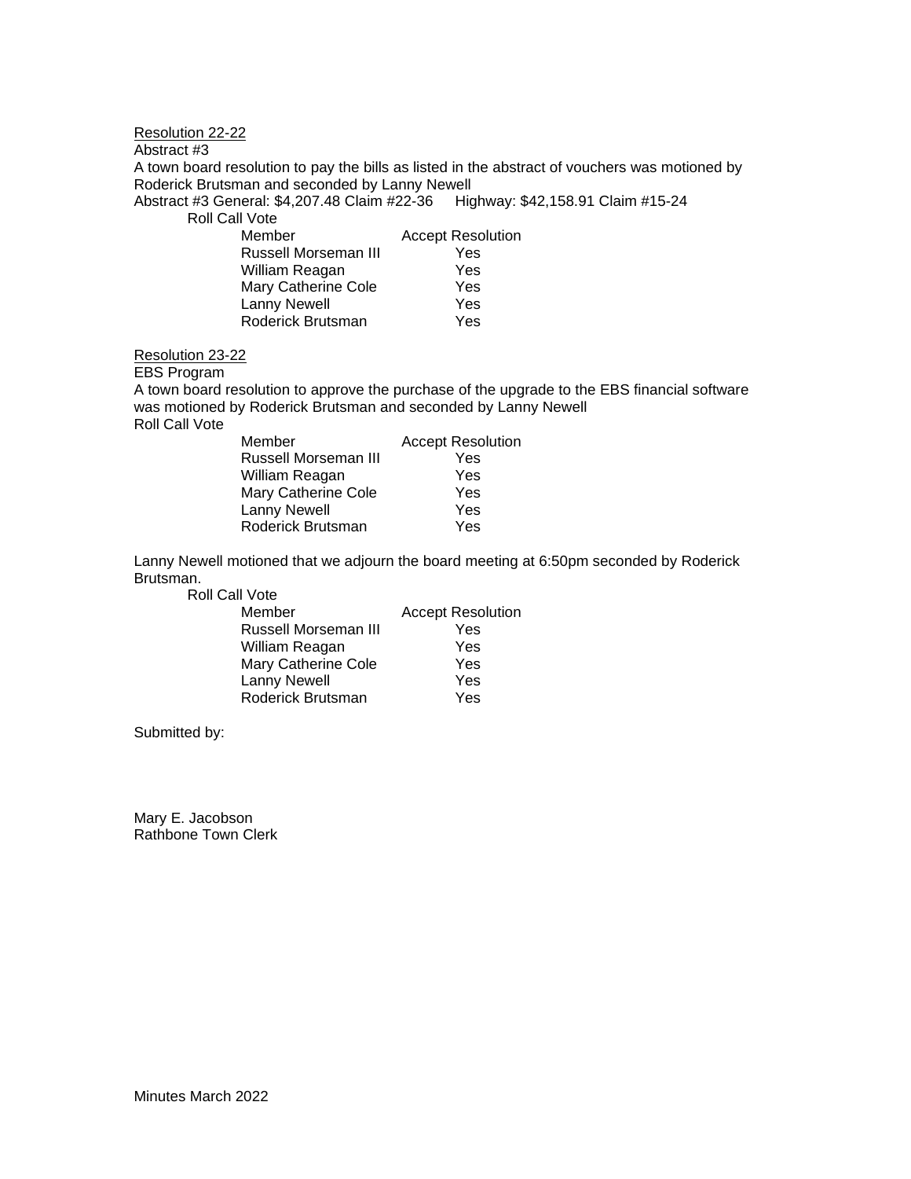<u>Resolution 22-22</u>
Abstract #3
A town board resolution to pay the bills as listed in the abstract of vouchers was motioned by Roderick Brutsman and seconded by Lanny Newell
Abstract #3 General: $4,207.48 Claim #22-36 Highway: $42,158.91 Claim #15-24

Roll Call Vote

| Member | Accept Resolution |
|---|---|
| Russell Morseman III | Yes |
| William Reagan | Yes |
| Mary Catherine Cole | Yes |
| Lanny Newell | Yes |
| Roderick Brutsman | Yes |

<u>Resolution 23-22</u>
EBS Program
A town board resolution to approve the purchase of the upgrade to the EBS financial software was motioned by Roderick Brutsman and seconded by Lanny Newell
Roll Call Vote

| Member | Accept Resolution |
|---|---|
| Russell Morseman III | Yes |
| William Reagan | Yes |
| Mary Catherine Cole | Yes |
| Lanny Newell | Yes |
| Roderick Brutsman | Yes |

Lanny Newell motioned that we adjourn the board meeting at 6:50pm seconded by Roderick Brutsman.

Roll Call Vote

| Member | Accept Resolution |
|---|---|
| Russell Morseman III | Yes |
| William Reagan | Yes |
| Mary Catherine Cole | Yes |
| Lanny Newell | Yes |
| Roderick Brutsman | Yes |

Submitted by:

Mary E. Jacobson
Rathbone Town Clerk

Minutes March 2022